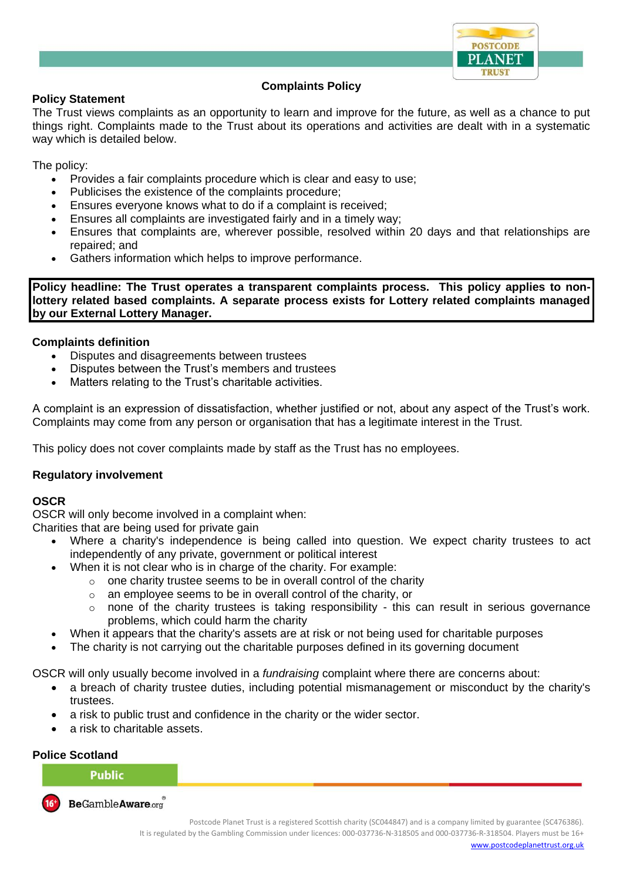# Complaints Policy

## Policy Statement

The Trust views complaints as an opportunity to learn and improve for the future, as well as a chance to put things right. Complaints made to the Trust about its operations and activities are dealt with in a systematic way which is detailed below.

The policy:

- Provides a fair complaints procedure which is clear and easy to use;
- Publicises the existence of the complaints procedure;
- Ensures everyone knows what to do if a complaint is received;
- Ensures all complaints are investigated fairly and in a timely way;
- Ensures that complaints are, wherever possible, resolved within 20 days and that relationships are repaired; and
- Gathers information which helps to improve performance.

**Policy headline: The Trust operates a transparent complaints process. This policy applies to non-lottery related based complaints. A separate process exists for Lottery related complaints managed by our External Lottery Manager.**

### Complaints definition

- Disputes and disagreements between trustees
- Disputes between the Trust's members and trustees
- Matters relating to the Trust's charitable activities.

A complaint is an expression of dissatisfaction, whether justified or not, about any aspect of the Trust's work. Complaints may come from any person or organisation that has a legitimate interest in the Trust.

This policy does not cover complaints made by staff as the Trust has no employees.

### Regulatory involvement

#### OSCR

OSCR will only become involved in a complaint when:

Charities that are being used for private gain

- Where a charity's independence is being called into question. We expect charity trustees to act independently of any private, government or political interest
- When it is not clear who is in charge of the charity. For example:
  - one charity trustee seems to be in overall control of the charity
  - an employee seems to be in overall control of the charity, or
  - none of the charity trustees is taking responsibility - this can result in serious governance problems, which could harm the charity
- When it appears that the charity's assets are at risk or not being used for charitable purposes
- The charity is not carrying out the charitable purposes defined in its governing document

OSCR will only usually become involved in a *fundraising* complaint where there are concerns about:

- a breach of charity trustee duties, including potential mismanagement or misconduct by the charity's trustees.
- a risk to public trust and confidence in the charity or the wider sector.
- a risk to charitable assets.

#### Police Scotland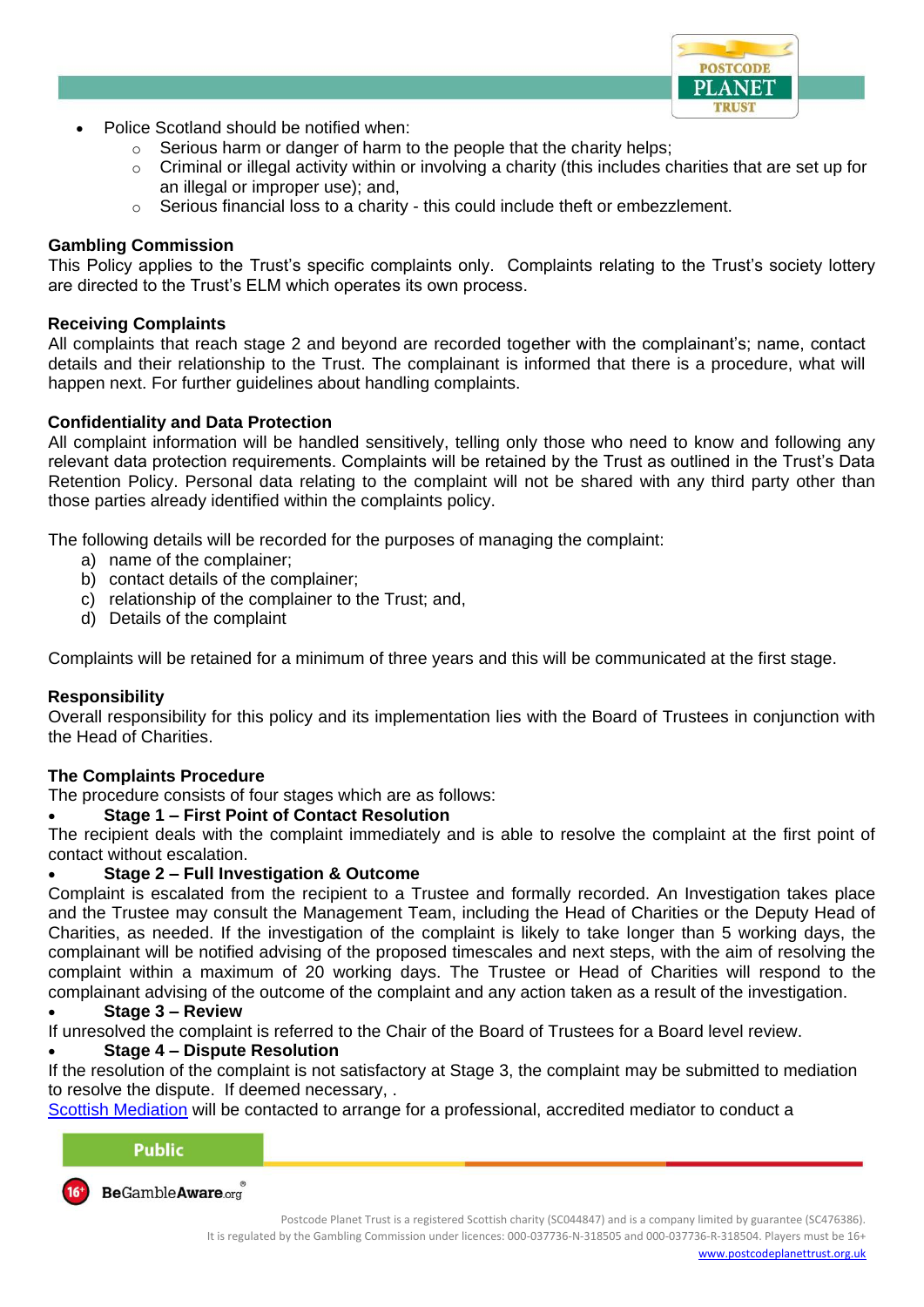- Police Scotland should be notified when:
  - Serious harm or danger of harm to the people that the charity helps;
  - Criminal or illegal activity within or involving a charity (this includes charities that are set up for an illegal or improper use); and,
  - Serious financial loss to a charity - this could include theft or embezzlement.

**Gambling Commission**
This Policy applies to the Trust's specific complaints only. Complaints relating to the Trust's society lottery are directed to the Trust's ELM which operates its own process.

**Receiving Complaints**
All complaints that reach stage 2 and beyond are recorded together with the complainant's; name, contact details and their relationship to the Trust. The complainant is informed that there is a procedure, what will happen next. For further guidelines about handling complaints.

**Confidentiality and Data Protection**
All complaint information will be handled sensitively, telling only those who need to know and following any relevant data protection requirements. Complaints will be retained by the Trust as outlined in the Trust's Data Retention Policy. Personal data relating to the complaint will not be shared with any third party other than those parties already identified within the complaints policy.

The following details will be recorded for the purposes of managing the complaint:

a) name of the complainer;
b) contact details of the complainer;
c) relationship of the complainer to the Trust; and,
d) Details of the complaint

Complaints will be retained for a minimum of three years and this will be communicated at the first stage.

**Responsibility**
Overall responsibility for this policy and its implementation lies with the Board of Trustees in conjunction with the Head of Charities.

**The Complaints Procedure**
The procedure consists of four stages which are as follows:

- **Stage 1 – First Point of Contact Resolution**

The recipient deals with the complaint immediately and is able to resolve the complaint at the first point of contact without escalation.

- **Stage 2 – Full Investigation & Outcome**

Complaint is escalated from the recipient to a Trustee and formally recorded. An Investigation takes place and the Trustee may consult the Management Team, including the Head of Charities or the Deputy Head of Charities, as needed. If the investigation of the complaint is likely to take longer than 5 working days, the complainant will be notified advising of the proposed timescales and next steps, with the aim of resolving the complaint within a maximum of 20 working days. The Trustee or Head of Charities will respond to the complainant advising of the outcome of the complaint and any action taken as a result of the investigation.

- **Stage 3 – Review**

If unresolved the complaint is referred to the Chair of the Board of Trustees for a Board level review.

- **Stage 4 – Dispute Resolution**

If the resolution of the complaint is not satisfactory at Stage 3, the complaint may be submitted to mediation to resolve the dispute. If deemed necessary, .
Scottish Mediation will be contacted to arrange for a professional, accredited mediator to conduct a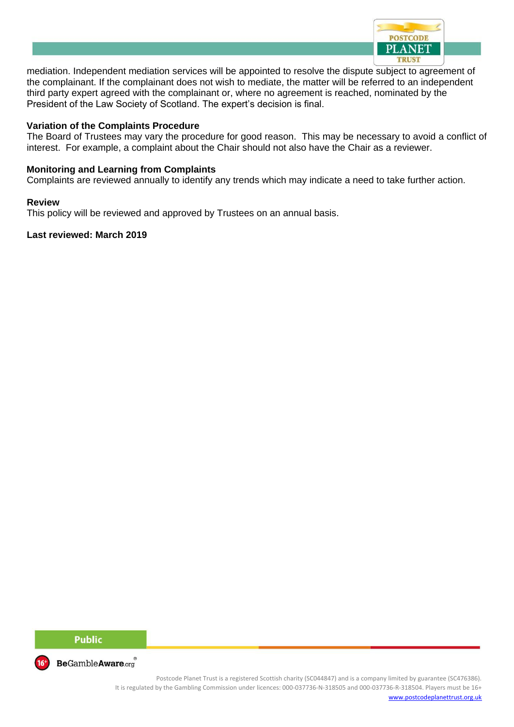mediation. Independent mediation services will be appointed to resolve the dispute subject to agreement of the complainant. If the complainant does not wish to mediate, the matter will be referred to an independent third party expert agreed with the complainant or, where no agreement is reached, nominated by the President of the Law Society of Scotland. The expert's decision is final.

### Variation of the Complaints Procedure

The Board of Trustees may vary the procedure for good reason. This may be necessary to avoid a conflict of interest. For example, a complaint about the Chair should not also have the Chair as a reviewer.

### Monitoring and Learning from Complaints

Complaints are reviewed annually to identify any trends which may indicate a need to take further action.

### Review

This policy will be reviewed and approved by Trustees on an annual basis.

**Last reviewed: March 2019**